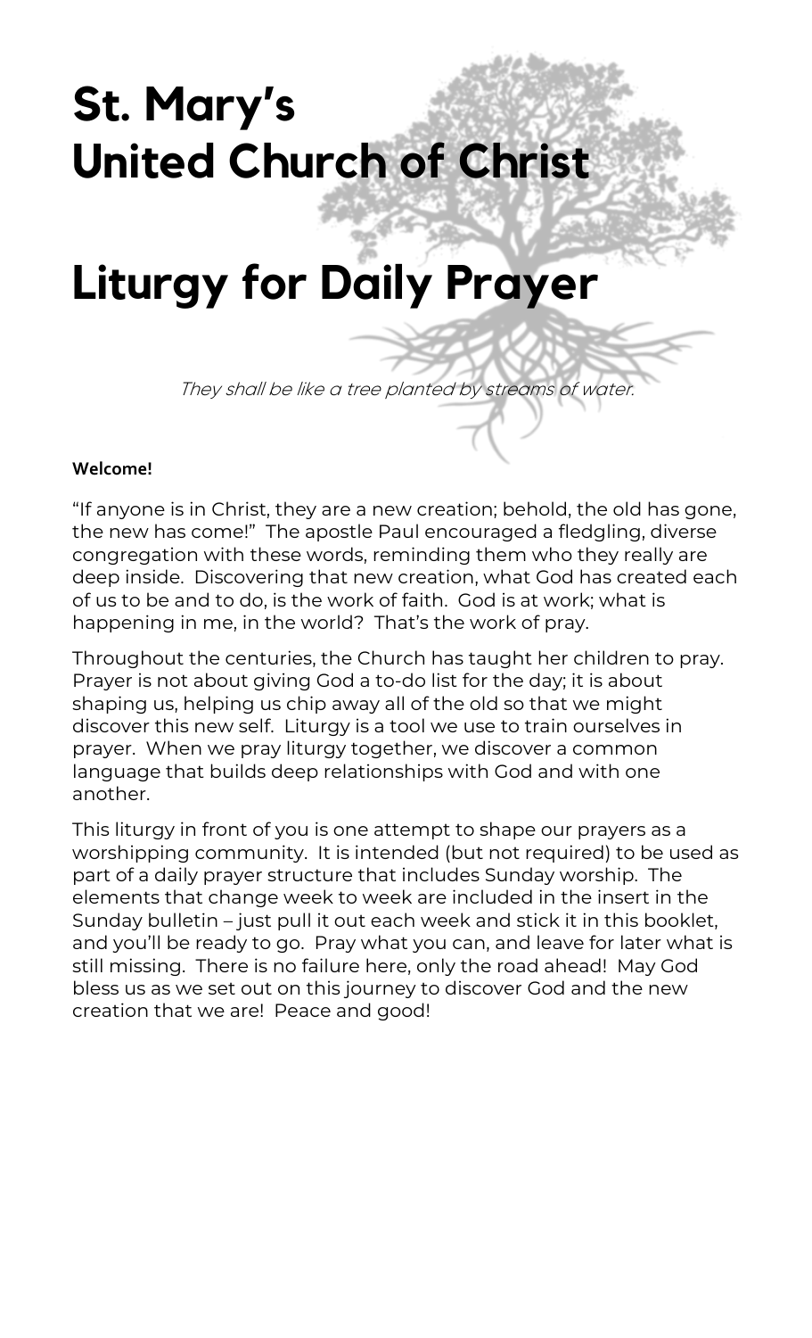# St. Mary's United Church of Christ

# Liturgy for Daily Prayer

*They shall be like a tree planted by streams of water.*

**Welcome!**

"If anyone is in Christ, they are a new creation; behold, the old has gone, the new has come!" The apostle Paul encouraged a fledgling, diverse congregation with these words, reminding them who they really are deep inside. Discovering that new creation, what God has created each of us to be and to do, is the work of faith. God is at work; what is happening in me, in the world? That's the work of pray.

Throughout the centuries, the Church has taught her children to pray. Prayer is not about giving God a to-do list for the day; it is about shaping us, helping us chip away all of the old so that we might discover this new self. Liturgy is a tool we use to train ourselves in prayer. When we pray liturgy together, we discover a common language that builds deep relationships with God and with one another.

This liturgy in front of you is one attempt to shape our prayers as a worshipping community. It is intended (but not required) to be used as part of a daily prayer structure that includes Sunday worship. The elements that change week to week are included in the insert in the Sunday bulletin – just pull it out each week and stick it in this booklet, and you'll be ready to go. Pray what you can, and leave for later what is still missing. There is no failure here, only the road ahead! May God bless us as we set out on this journey to discover God and the new creation that we are! Peace and good!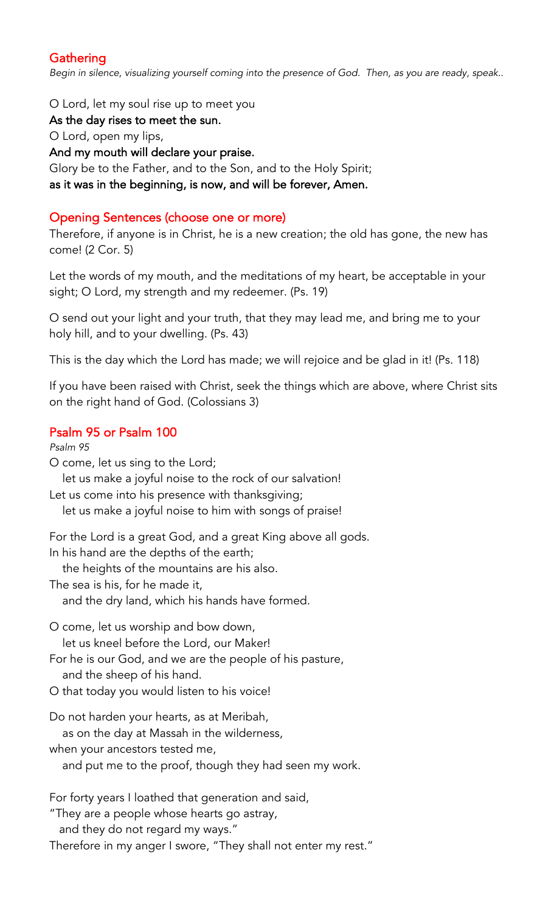## Gathering

*Begin in silence, visualizing yourself coming into the presence of God. Then, as you are ready, speak..*

O Lord, let my soul rise up to meet you  
**As the day rises to meet the sun.**  
O Lord, open my lips,  
**And my mouth will declare your praise.**  
Glory be to the Father, and to the Son, and to the Holy Spirit;  
**as it was in the beginning, is now, and will be forever, Amen.**

## Opening Sentences (choose one or more)

Therefore, if anyone is in Christ, he is a new creation; the old has gone, the new has come! (2 Cor. 5)

Let the words of my mouth, and the meditations of my heart, be acceptable in your sight; O Lord, my strength and my redeemer. (Ps. 19)

O send out your light and your truth, that they may lead me, and bring me to your holy hill, and to your dwelling. (Ps. 43)

This is the day which the Lord has made; we will rejoice and be glad in it! (Ps. 118)

If you have been raised with Christ, seek the things which are above, where Christ sits on the right hand of God. (Colossians 3)

## Psalm 95 or Psalm 100

*Psalm 95*

O come, let us sing to the Lord;  
   let us make a joyful noise to the rock of our salvation!  
Let us come into his presence with thanksgiving;  
   let us make a joyful noise to him with songs of praise!

For the Lord is a great God, and a great King above all gods.  
In his hand are the depths of the earth;  
   the heights of the mountains are his also.  
The sea is his, for he made it,  
   and the dry land, which his hands have formed.

O come, let us worship and bow down,  
   let us kneel before the Lord, our Maker!  
For he is our God, and we are the people of his pasture,  
   and the sheep of his hand.  
O that today you would listen to his voice!

Do not harden your hearts, as at Meribah,  
   as on the day at Massah in the wilderness,  
when your ancestors tested me,  
   and put me to the proof, though they had seen my work.

For forty years I loathed that generation and said,  
"They are a people whose hearts go astray,  
   and they do not regard my ways."  
Therefore in my anger I swore, "They shall not enter my rest."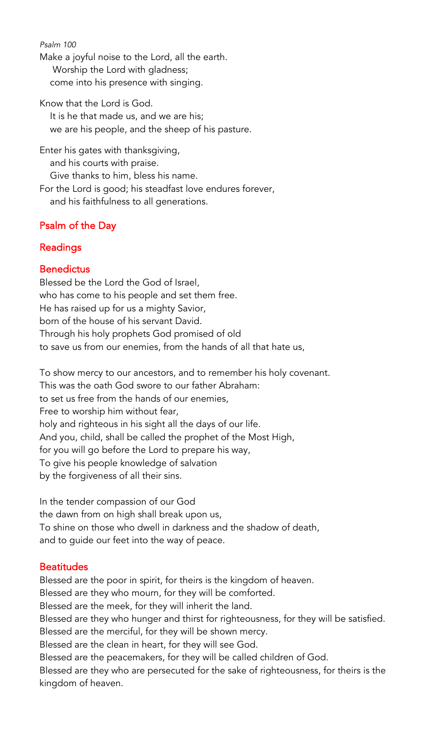*Psalm 100*

Make a joyful noise to the Lord, all the earth.
 Worship the Lord with gladness;
 come into his presence with singing.

Know that the Lord is God.
 It is he that made us, and we are his;
 we are his people, and the sheep of his pasture.

Enter his gates with thanksgiving,
 and his courts with praise.
 Give thanks to him, bless his name.
For the Lord is good; his steadfast love endures forever,
 and his faithfulness to all generations.

## Psalm of the Day

## Readings

## Benedictus

Blessed be the Lord the God of Israel,
who has come to his people and set them free.
He has raised up for us a mighty Savior,
born of the house of his servant David.
Through his holy prophets God promised of old
to save us from our enemies, from the hands of all that hate us,

To show mercy to our ancestors, and to remember his holy covenant.
This was the oath God swore to our father Abraham:
to set us free from the hands of our enemies,
Free to worship him without fear,
holy and righteous in his sight all the days of our life.
And you, child, shall be called the prophet of the Most High,
for you will go before the Lord to prepare his way,
To give his people knowledge of salvation
by the forgiveness of all their sins.

In the tender compassion of our God
the dawn from on high shall break upon us,
To shine on those who dwell in darkness and the shadow of death,
and to guide our feet into the way of peace.

## Beatitudes

Blessed are the poor in spirit, for theirs is the kingdom of heaven.
Blessed are they who mourn, for they will be comforted.
Blessed are the meek, for they will inherit the land.
Blessed are they who hunger and thirst for righteousness, for they will be satisfied.
Blessed are the merciful, for they will be shown mercy.
Blessed are the clean in heart, for they will see God.
Blessed are the peacemakers, for they will be called children of God.
Blessed are they who are persecuted for the sake of righteousness, for theirs is the kingdom of heaven.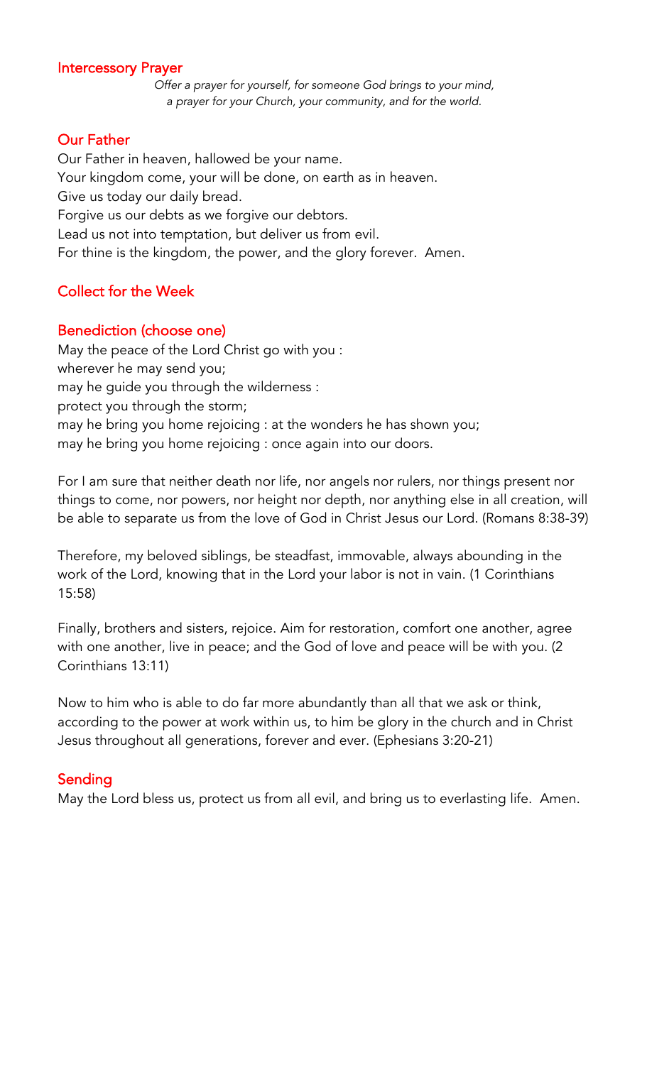## Intercessory Prayer

*Offer a prayer for yourself, for someone God brings to your mind, a prayer for your Church, your community, and for the world.*

## Our Father

Our Father in heaven, hallowed be your name.
Your kingdom come, your will be done, on earth as in heaven.
Give us today our daily bread.
Forgive us our debts as we forgive our debtors.
Lead us not into temptation, but deliver us from evil.
For thine is the kingdom, the power, and the glory forever. Amen.

## Collect for the Week

## Benediction (choose one)

May the peace of the Lord Christ go with you :
wherever he may send you;
may he guide you through the wilderness :
protect you through the storm;
may he bring you home rejoicing : at the wonders he has shown you;
may he bring you home rejoicing : once again into our doors.

For I am sure that neither death nor life, nor angels nor rulers, nor things present nor things to come, nor powers, nor height nor depth, nor anything else in all creation, will be able to separate us from the love of God in Christ Jesus our Lord. (Romans 8:38-39)

Therefore, my beloved siblings, be steadfast, immovable, always abounding in the work of the Lord, knowing that in the Lord your labor is not in vain. (1 Corinthians 15:58)

Finally, brothers and sisters, rejoice. Aim for restoration, comfort one another, agree with one another, live in peace; and the God of love and peace will be with you. (2 Corinthians 13:11)

Now to him who is able to do far more abundantly than all that we ask or think, according to the power at work within us, to him be glory in the church and in Christ Jesus throughout all generations, forever and ever. (Ephesians 3:20-21)

## Sending

May the Lord bless us, protect us from all evil, and bring us to everlasting life. Amen.